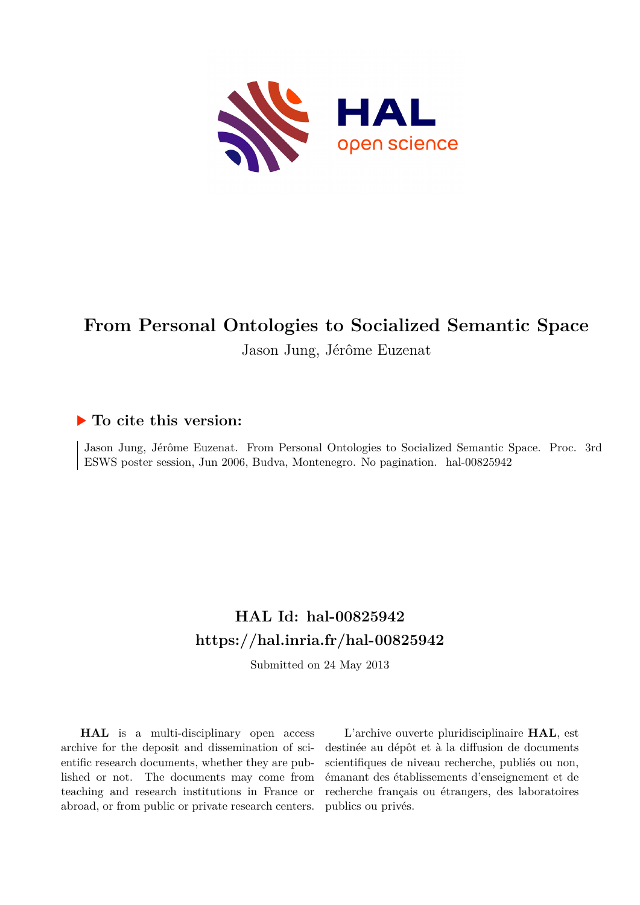# From Personal Ontologies to Socialized Semantic Space

Jason Jung, Jérôme Euzenat

## ▶ To cite this version:

Jason Jung, Jérôme Euzenat. From Personal Ontologies to Socialized Semantic Space. Proc. 3rd ESWS poster session, Jun 2006, Budva, Montenegro. No pagination. hal-00825942

## HAL Id: hal-00825942
## https://hal.inria.fr/hal-00825942

Submitted on 24 May 2013

**HAL** is a multi-disciplinary open access archive for the deposit and dissemination of scientific research documents, whether they are published or not. The documents may come from teaching and research institutions in France or abroad, or from public or private research centers.

L'archive ouverte pluridisciplinaire **HAL**, est destinée au dépôt et à la diffusion de documents scientifiques de niveau recherche, publiés ou non, émanant des établissements d'enseignement et de recherche français ou étrangers, des laboratoires publics ou privés.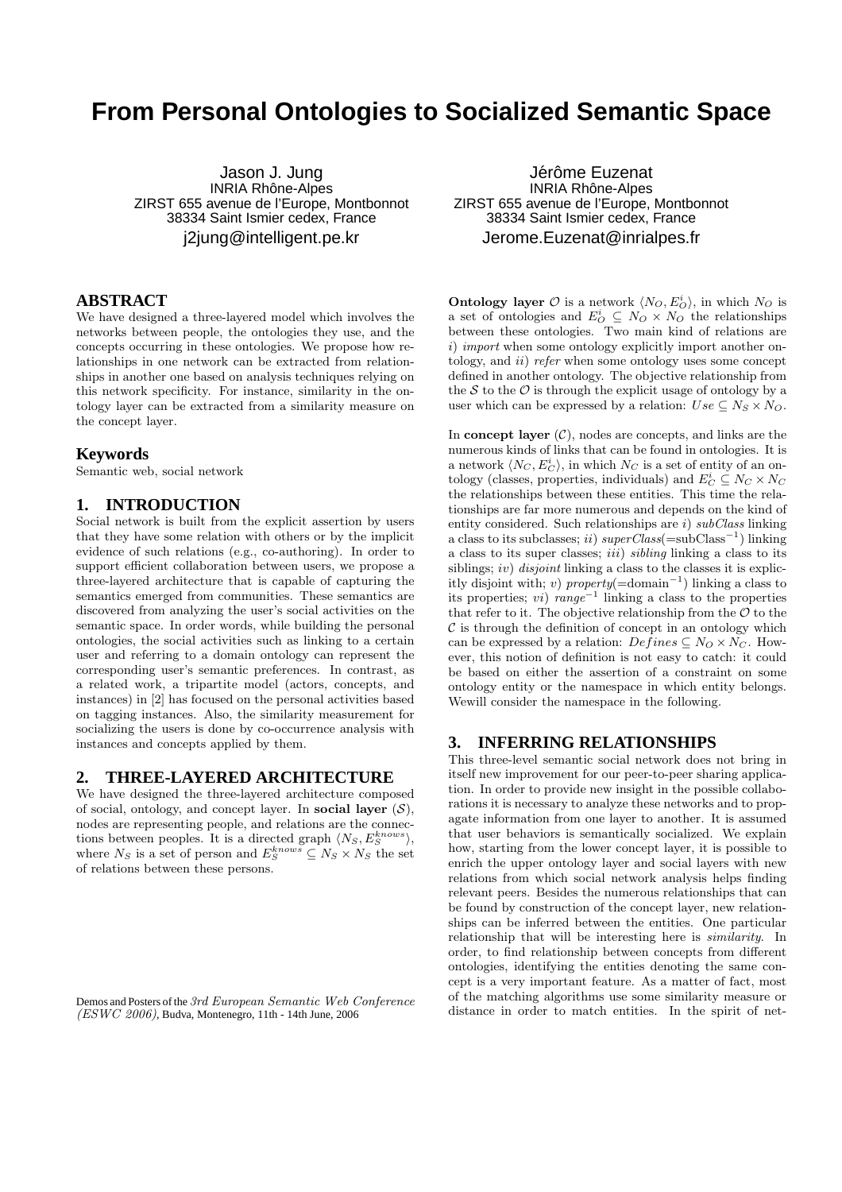# From Personal Ontologies to Socialized Semantic Space

Jason J. Jung
INRIA Rhône-Alpes
ZIRST 655 avenue de l'Europe, Montbonnot
38334 Saint Ismier cedex, France
j2jung@intelligent.pe.kr

Jérôme Euzenat
INRIA Rhône-Alpes
ZIRST 655 avenue de l'Europe, Montbonnot
38334 Saint Ismier cedex, France
Jerome.Euzenat@inrialpes.fr

## ABSTRACT

We have designed a three-layered model which involves the networks between people, the ontologies they use, and the concepts occurring in these ontologies. We propose how relationships in one network can be extracted from relationships in another one based on analysis techniques relying on this network specificity. For instance, similarity in the ontology layer can be extracted from a similarity measure on the concept layer.

## Keywords

Semantic web, social network

## 1. INTRODUCTION

Social network is built from the explicit assertion by users that they have some relation with others or by the implicit evidence of such relations (e.g., co-authoring). In order to support efficient collaboration between users, we propose a three-layered architecture that is capable of capturing the semantics emerged from communities. These semantics are discovered from analyzing the user's social activities on the semantic space. In order words, while building the personal ontologies, the social activities such as linking to a certain user and referring to a domain ontology can represent the corresponding user's semantic preferences. In contrast, as a related work, a tripartite model (actors, concepts, and instances) in [2] has focused on the personal activities based on tagging instances. Also, the similarity measurement for socializing the users is done by co-occurrence analysis with instances and concepts applied by them.

## 2. THREE-LAYERED ARCHITECTURE

We have designed the three-layered architecture composed of social, ontology, and concept layer. In **social layer** ($\mathcal{S}$), nodes are representing people, and relations are the connections between peoples. It is a directed graph $\langle N_S, E_S^{knows} \rangle$, where $N_S$ is a set of person and $E_S^{knows} \subseteq N_S \times N_S$ the set of relations between these persons.

Demos and Posters of the *3rd European Semantic Web Conference (ESWC 2006)*, Budva, Montenegro, 11th - 14th June, 2006

**Ontology layer** $\mathcal{O}$ is a network $\langle N_O, E_O^i \rangle$, in which $N_O$ is a set of ontologies and $E_O^i \subseteq N_O \times N_O$ the relationships between these ontologies. Two main kind of relations are *i*) *import* when some ontology explicitly import another ontology, and *ii*) *refer* when some ontology uses some concept defined in another ontology. The objective relationship from the $\mathcal{S}$ to the $\mathcal{O}$ is through the explicit usage of ontology by a user which can be expressed by a relation: $Use \subseteq N_S \times N_O$.

In **concept layer** ($\mathcal{C}$), nodes are concepts, and links are the numerous kinds of links that can be found in ontologies. It is a network $\langle N_C, E_C^i \rangle$, in which $N_C$ is a set of entity of an ontology (classes, properties, individuals) and $E_C^i \subseteq N_C \times N_C$ the relationships between these entities. This time the relationships are far more numerous and depends on the kind of entity considered. Such relationships are *i*) *subClass* linking a class to its subclasses; *ii*) *superClass*(=subClass$^{-1}$) linking a class to its super classes; *iii*) *sibling* linking a class to its siblings; *iv*) *disjoint* linking a class to the classes it is explicitly disjoint with; *v*) *property*(=domain$^{-1}$) linking a class to its properties; *vi*) *range*$^{-1}$ linking a class to the properties that refer to it. The objective relationship from the $\mathcal{O}$ to the $\mathcal{C}$ is through the definition of concept in an ontology which can be expressed by a relation: $Defines \subseteq N_O \times N_C$. However, this notion of definition is not easy to catch: it could be based on either the assertion of a constraint on some ontology entity or the namespace in which entity belongs. Wewill consider the namespace in the following.

## 3. INFERRING RELATIONSHIPS

This three-level semantic social network does not bring in itself new improvement for our peer-to-peer sharing application. In order to provide new insight in the possible collaborations it is necessary to analyze these networks and to propagate information from one layer to another. It is assumed that user behaviors is semantically socialized. We explain how, starting from the lower concept layer, it is possible to enrich the upper ontology layer and social layers with new relations from which social network analysis helps finding relevant peers. Besides the numerous relationships that can be found by construction of the concept layer, new relationships can be inferred between the entities. One particular relationship that will be interesting here is *similarity*. In order, to find relationship between concepts from different ontologies, identifying the entities denoting the same concept is a very important feature. As a matter of fact, most of the matching algorithms use some similarity measure or distance in order to match entities. In the spirit of net-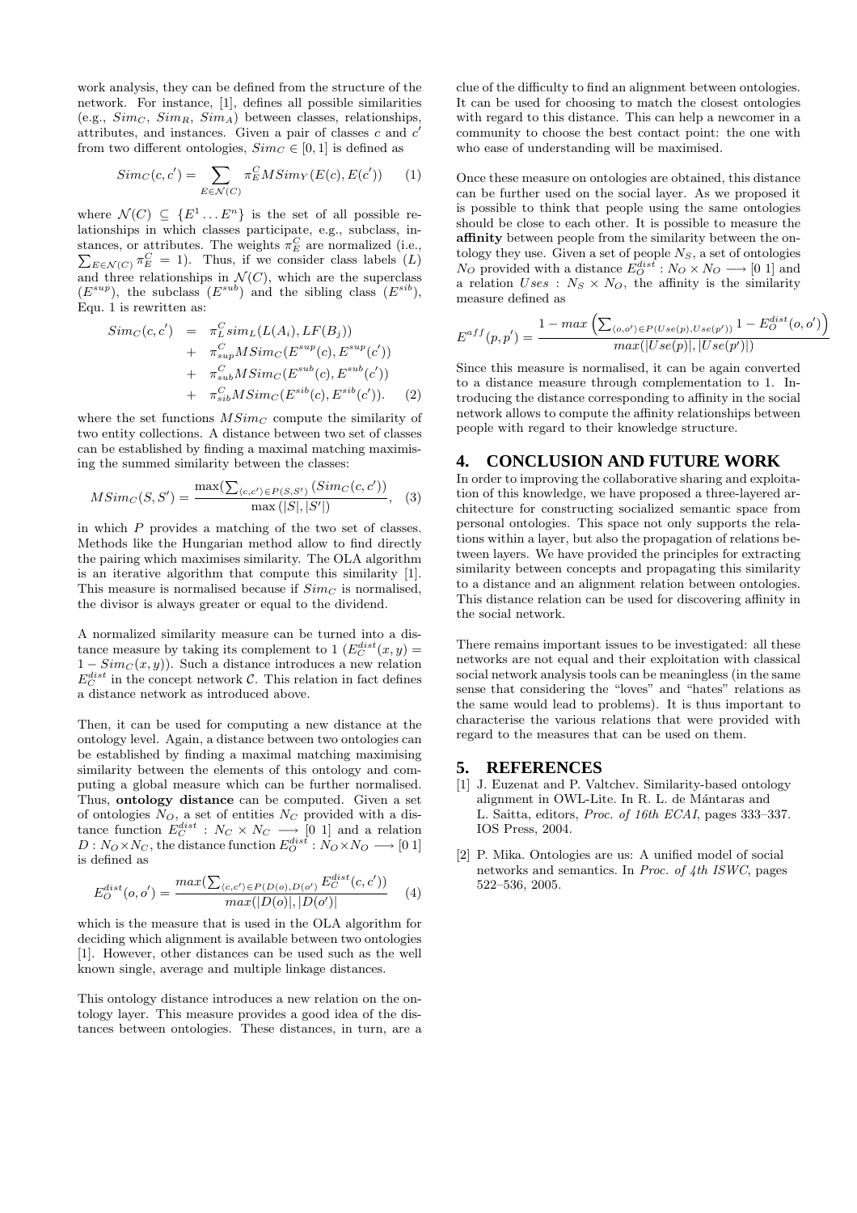work analysis, they can be defined from the structure of the network. For instance, [1], defines all possible similarities (e.g., $Sim_C$, $Sim_R$, $Sim_A$) between classes, relationships, attributes, and instances. Given a pair of classes $c$ and $c'$ from two different ontologies, $Sim_C \in [0, 1]$ is defined as

$$Sim_C(c, c') = \sum_{E \in \mathcal{N}(C)} \pi_E^C MSim_Y(E(c), E(c')) \quad (1)$$

where $\mathcal{N}(C) \subseteq \{E^1 \ldots E^n\}$ is the set of all possible relationships in which classes participate, e.g., subclass, instances, or attributes. The weights $\pi_E^C$ are normalized (i.e., $\sum_{E \in \mathcal{N}(C)} \pi_E^C = 1$). Thus, if we consider class labels ($L$) and three relationships in $\mathcal{N}(C)$, which are the superclass ($E^{sup}$), the subclass ($E^{sub}$) and the sibling class ($E^{sib}$), Equ. 1 is rewritten as:

$$\begin{aligned} Sim_C(c, c') &= \pi_L^C sim_L(L(A_i), LF(B_j)) \\ &+ \pi_{sup}^C MSim_C(E^{sup}(c), E^{sup}(c')) \\ &+ \pi_{sub}^C MSim_C(E^{sub}(c), E^{sub}(c')) \\ &+ \pi_{sib}^C MSim_C(E^{sib}(c), E^{sib}(c')). \end{aligned} \quad (2)$$

where the set functions $MSim_C$ compute the similarity of two entity collections. A distance between two set of classes can be established by finding a maximal matching maximising the summed similarity between the classes:

$$MSim_C(S, S') = \frac{\max(\sum_{\langle c,c' \rangle \in P(S,S')} (Sim_C(c, c'))}{\max(|S|, |S'|)}, \quad (3)$$

in which $P$ provides a matching of the two set of classes. Methods like the Hungarian method allow to find directly the pairing which maximises similarity. The OLA algorithm is an iterative algorithm that compute this similarity [1]. This measure is normalised because if $Sim_C$ is normalised, the divisor is always greater or equal to the dividend.

A normalized similarity measure can be turned into a distance measure by taking its complement to 1 ($E_C^{dist}(x, y) = 1 - Sim_C(x, y)$). Such a distance introduces a new relation $E_C^{dist}$ in the concept network $\mathcal{C}$. This relation in fact defines a distance network as introduced above.

Then, it can be used for computing a new distance at the ontology level. Again, a distance between two ontologies can be established by finding a maximal matching maximising similarity between the elements of this ontology and computing a global measure which can be further normalised. Thus, **ontology distance** can be computed. Given a set of ontologies $N_O$, a set of entities $N_C$ provided with a distance function $E_C^{dist} : N_C \times N_C \longrightarrow [0\ 1]$ and a relation $D : N_O \times N_C$, the distance function $E_O^{dist} : N_O \times N_O \longrightarrow [0\ 1]$ is defined as

$$E_O^{dist}(o, o') = \frac{max(\sum_{\langle c,c' \rangle \in P(D(o),D(o')} E_C^{dist}(c, c'))}{max(|D(o)|, |D(o')|} \quad (4)$$

which is the measure that is used in the OLA algorithm for deciding which alignment is available between two ontologies [1]. However, other distances can be used such as the well known single, average and multiple linkage distances.

This ontology distance introduces a new relation on the ontology layer. This measure provides a good idea of the distances between ontologies. These distances, in turn, are a clue of the difficulty to find an alignment between ontologies. It can be used for choosing to match the closest ontologies with regard to this distance. This can help a newcomer in a community to choose the best contact point: the one with who ease of understanding will be maximised.

Once these measure on ontologies are obtained, this distance can be further used on the social layer. As we proposed it is possible to think that people using the same ontologies should be close to each other. It is possible to measure the **affinity** between people from the similarity between the ontology they use. Given a set of people $N_S$, a set of ontologies $N_O$ provided with a distance $E_O^{dist} : N_O \times N_O \longrightarrow [0\ 1]$ and a relation $Uses : N_S \times N_O$, the affinity is the similarity measure defined as

$$E^{aff}(p, p') = \frac{1 - max\left(\sum_{\langle o,o' \rangle \in P(Use(p),Use(p'))} 1 - E_O^{dist}(o, o')\right)}{max(|Use(p)|, |Use(p')|)}$$

Since this measure is normalised, it can be again converted to a distance measure through complementation to 1. Introducing the distance corresponding to affinity in the social network allows to compute the affinity relationships between people with regard to their knowledge structure.

# 4. CONCLUSION AND FUTURE WORK

In order to improving the collaborative sharing and exploitation of this knowledge, we have proposed a three-layered architecture for constructing socialized semantic space from personal ontologies. This space not only supports the relations within a layer, but also the propagation of relations between layers. We have provided the principles for extracting similarity between concepts and propagating this similarity to a distance and an alignment relation between ontologies. This distance relation can be used for discovering affinity in the social network.

There remains important issues to be investigated: all these networks are not equal and their exploitation with classical social network analysis tools can be meaningless (in the same sense that considering the "loves" and "hates" relations as the same would lead to problems). It is thus important to characterise the various relations that were provided with regard to the measures that can be used on them.

# 5. REFERENCES

[1] J. Euzenat and P. Valtchev. Similarity-based ontology alignment in OWL-Lite. In R. L. de Mántaras and L. Saitta, editors, *Proc. of 16th ECAI*, pages 333–337. IOS Press, 2004.

[2] P. Mika. Ontologies are us: A unified model of social networks and semantics. In *Proc. of 4th ISWC*, pages 522–536, 2005.